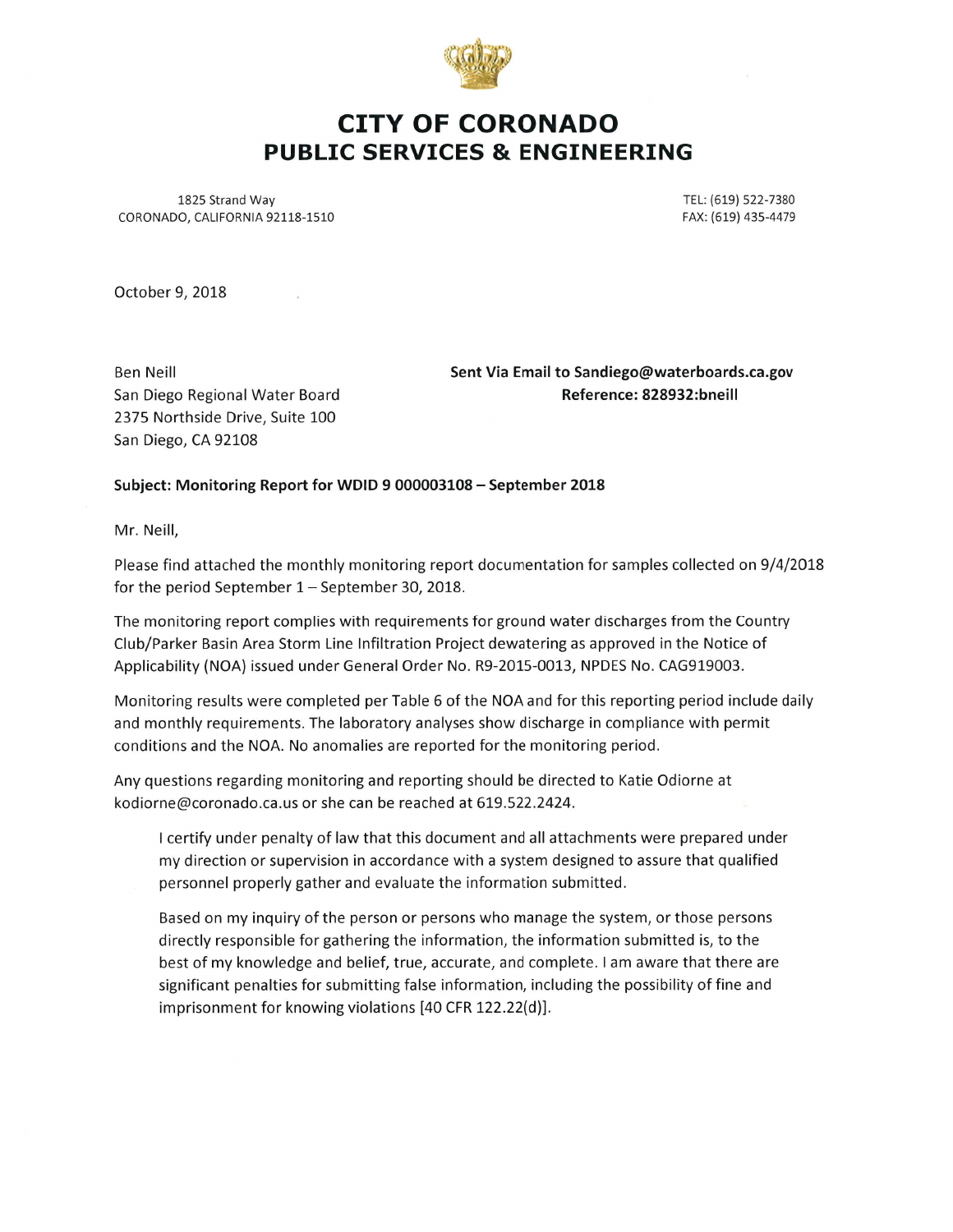# CITY OF CORONADO
## PUBLIC SERVICES & ENGINEERING

1825 Strand Way
CORONADO, CALIFORNIA 92118-1510

TEL: (619) 522-7380
FAX: (619) 435-4479

October 9, 2018

Ben Neill
San Diego Regional Water Board
2375 Northside Drive, Suite 100
San Diego, CA 92108

**Sent Via Email to Sandiego@waterboards.ca.gov**
**Reference: 828932:bneill**

**Subject: Monitoring Report for WDID 9 000003108 – September 2018**

Mr. Neill,

Please find attached the monthly monitoring report documentation for samples collected on 9/4/2018 for the period September 1 – September 30, 2018.

The monitoring report complies with requirements for ground water discharges from the Country Club/Parker Basin Area Storm Line Infiltration Project dewatering as approved in the Notice of Applicability (NOA) issued under General Order No. R9-2015-0013, NPDES No. CAG919003.

Monitoring results were completed per Table 6 of the NOA and for this reporting period include daily and monthly requirements. The laboratory analyses show discharge in compliance with permit conditions and the NOA. No anomalies are reported for the monitoring period.

Any questions regarding monitoring and reporting should be directed to Katie Odiorne at kodiorne@coronado.ca.us or she can be reached at 619.522.2424.

> I certify under penalty of law that this document and all attachments were prepared under my direction or supervision in accordance with a system designed to assure that qualified personnel properly gather and evaluate the information submitted.
>
> Based on my inquiry of the person or persons who manage the system, or those persons directly responsible for gathering the information, the information submitted is, to the best of my knowledge and belief, true, accurate, and complete. I am aware that there are significant penalties for submitting false information, including the possibility of fine and imprisonment for knowing violations [40 CFR 122.22(d)].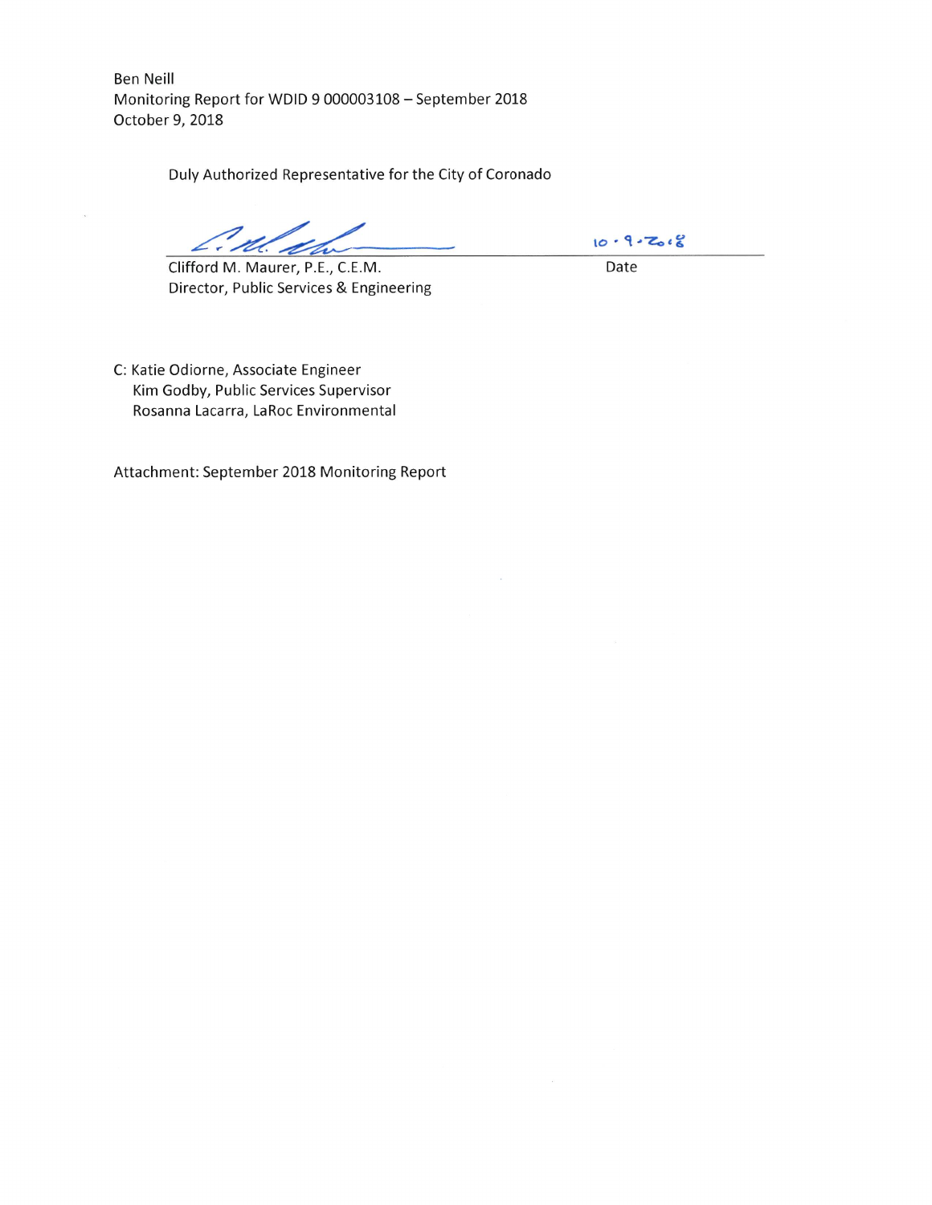Ben Neill
Monitoring Report for WDID 9 000003108 – September 2018
October 9, 2018

Duly Authorized Representative for the City of Coronado

Clifford M. Maurer, P.E., C.E.M.
Director, Public Services & Engineering

10-9-2018
Date

C: Katie Odiorne, Associate Engineer
Kim Godby, Public Services Supervisor
Rosanna Lacarra, LaRoc Environmental

Attachment: September 2018 Monitoring Report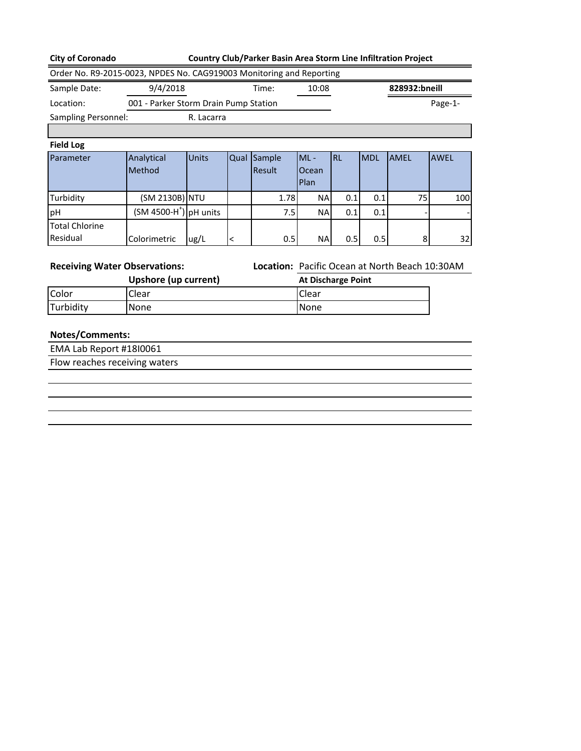**City of Coronado** **Country Club/Parker Basin Area Storm Line Infiltration Project**

Order No. R9-2015-0023, NPDES No. CAG919003 Monitoring and Reporting

| | | | | |
|---|---|---|---|---|
| Sample Date: | 9/4/2018 | Time: | 10:08 | **828932:bneill** |
| Location: | 001 - Parker Storm Drain Pump Station | | | Page-1- |
| Sampling Personnel: | R. Lacarra | | | |

**Field Log**

| Parameter | Analytical Method | Units | Qual | Sample Result | ML - Ocean Plan | RL | MDL | AMEL | AWEL |
|---|---|---|---|---|---|---|---|---|---|
| Turbidity | (SM 2130B) | NTU | | 1.78 | NA | 0.1 | 0.1 | 75 | 100 |
| pH | (SM 4500-$H^+$) | pH units | | 7.5 | NA | 0.1 | 0.1 | - | - |
| Total Chlorine Residual | Colorimetric | ug/L | < | 0.5 | NA | 0.5 | 0.5 | 8 | 32 |

**Receiving Water Observations:** **Location:** Pacific Ocean at North Beach 10:30AM

| | Upshore (up current) | At Discharge Point |
|---|---|---|
| Color | Clear | Clear |
| Turbidity | None | None |

**Notes/Comments:**

EMA Lab Report #18I0061

Flow reaches receiving waters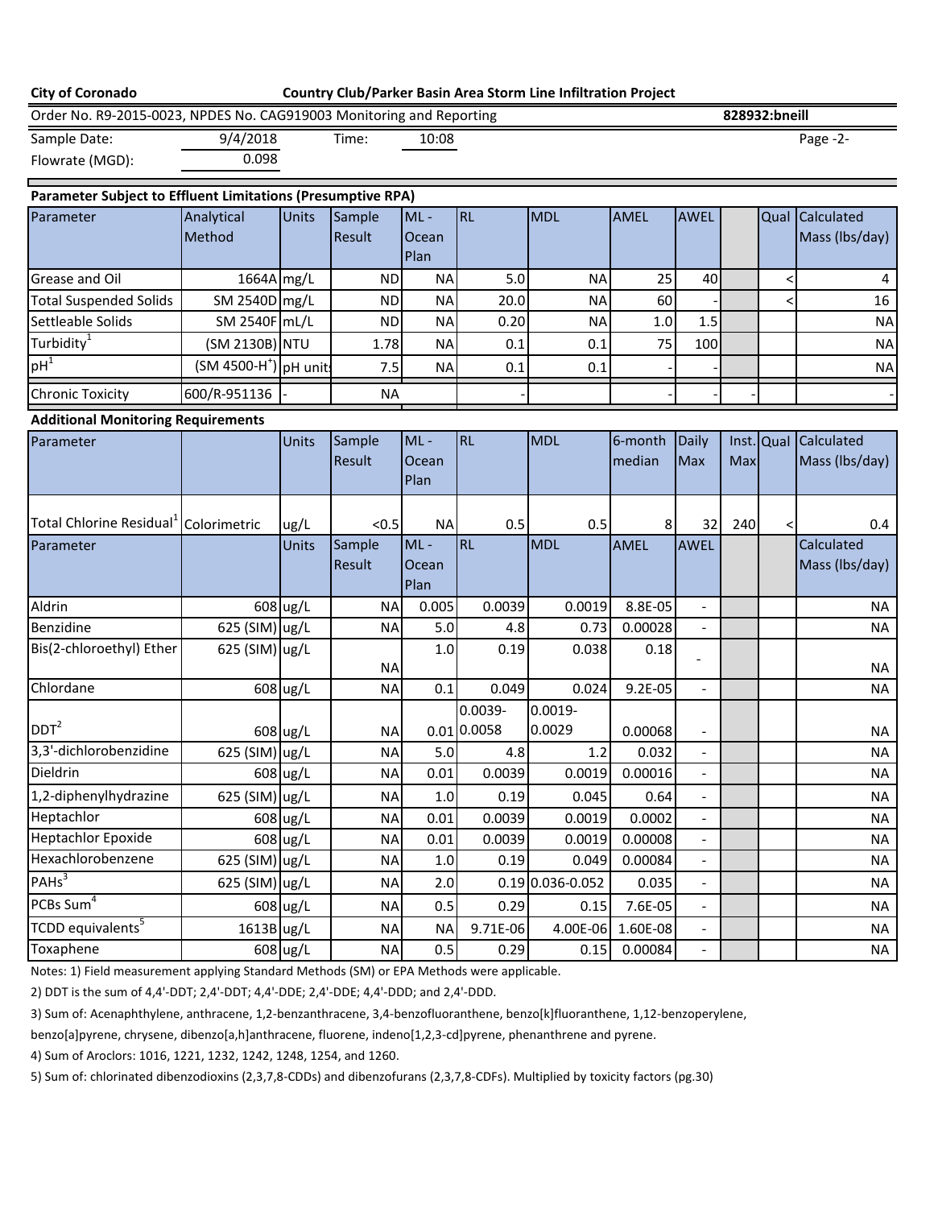**City of Coronado** — **Country Club/Parker Basin Area Storm Line Infiltration Project**

Order No. R9-2015-0023, NPDES No. CAG919003 Monitoring and Reporting — **828932:bneill**

Sample Date: 9/4/2018 — Time: 10:08

Flowrate (MGD): 0.098

**Parameter Subject to Effluent Limitations (Presumptive RPA)**

| Parameter | Analytical Method | Units | Sample Result | ML - Ocean Plan | RL | MDL | AMEL | AWEL | | Qual | Calculated Mass (lbs/day) |
|---|---|---|---|---|---|---|---|---|---|---|---|
| Grease and Oil | 1664A | mg/L | ND | NA | 5.0 | NA | 25 | 40 | | < | 4 |
| Total Suspended Solids | SM 2540D | mg/L | ND | NA | 20.0 | NA | 60 | - | | < | 16 |
| Settleable Solids | SM 2540F | mL/L | ND | NA | 0.20 | NA | 1.0 | 1.5 | | | NA |
| Turbidity[1] | (SM 2130B) | NTU | 1.78 | NA | 0.1 | 0.1 | 75 | 100 | | | NA |
| pH[1] | (SM 4500-$H^+$) | pH units | 7.5 | NA | 0.1 | 0.1 | - | - | | | NA |
| Chronic Toxicity | 600/R-951136 | - | NA | | - | | - | - | - | | - |

**Additional Monitoring Requirements**

| Parameter | | Units | Sample Result | ML - Ocean Plan | RL | MDL | 6-month median | Daily Max | Inst. Max | Qual | Calculated Mass (lbs/day) |
|---|---|---|---|---|---|---|---|---|---|---|---|
| Total Chlorine Residual[1] | Colorimetric | ug/L | <0.5 | NA | 0.5 | 0.5 | 8 | 32 | 240 | < | 0.4 |
| **Parameter** | | **Units** | **Sample Result** | **ML - Ocean Plan** | **RL** | **MDL** | **AMEL** | **AWEL** | | | **Calculated Mass (lbs/day)** |
| Aldrin | 608 | ug/L | NA | 0.005 | 0.0039 | 0.0019 | 8.8E-05 | - | | | NA |
| Benzidine | 625 (SIM) | ug/L | NA | 5.0 | 4.8 | 0.73 | 0.00028 | - | | | NA |
| Bis(2-chloroethyl) Ether | 625 (SIM) | ug/L | NA | 1.0 | 0.19 | 0.038 | 0.18 | - | | | NA |
| Chlordane | 608 | ug/L | NA | 0.1 | 0.049 | 0.024 | 9.2E-05 | - | | | NA |
| DDT[2] | 608 | ug/L | NA | 0.01 | 0.0039-0.0058 | 0.0019-0.0029 | 0.00068 | - | | | NA |
| 3,3'-dichlorobenzidine | 625 (SIM) | ug/L | NA | 5.0 | 4.8 | 1.2 | 0.032 | - | | | NA |
| Dieldrin | 608 | ug/L | NA | 0.01 | 0.0039 | 0.0019 | 0.00016 | - | | | NA |
| 1,2-diphenylhydrazine | 625 (SIM) | ug/L | NA | 1.0 | 0.19 | 0.045 | 0.64 | - | | | NA |
| Heptachlor | 608 | ug/L | NA | 0.01 | 0.0039 | 0.0019 | 0.0002 | - | | | NA |
| Heptachlor Epoxide | 608 | ug/L | NA | 0.01 | 0.0039 | 0.0019 | 0.00008 | - | | | NA |
| Hexachlorobenzene | 625 (SIM) | ug/L | NA | 1.0 | 0.19 | 0.049 | 0.00084 | - | | | NA |
| PAHs[3] | 625 (SIM) | ug/L | NA | 2.0 | 0.19 | 0.036-0.052 | 0.035 | - | | | NA |
| PCBs Sum[4] | 608 | ug/L | NA | 0.5 | 0.29 | 0.15 | 7.6E-05 | - | | | NA |
| TCDD equivalents[5] | 1613B | ug/L | NA | NA | 9.71E-06 | 4.00E-06 | 1.60E-08 | - | | | NA |
| Toxaphene | 608 | ug/L | NA | 0.5 | 0.29 | 0.15 | 0.00084 | - | | | NA |

Notes: 1) Field measurement applying Standard Methods (SM) or EPA Methods were applicable.

2) DDT is the sum of 4,4'-DDT; 2,4'-DDT; 4,4'-DDE; 2,4'-DDE; 4,4'-DDD; and 2,4'-DDD.

3) Sum of: Acenaphthylene, anthracene, 1,2-benzanthracene, 3,4-benzofluoranthene, benzo[k]fluoranthene, 1,12-benzoperylene, benzo[a]pyrene, chrysene, dibenzo[a,h]anthracene, fluorene, indeno[1,2,3-cd]pyrene, phenanthrene and pyrene.

4) Sum of Aroclors: 1016, 1221, 1232, 1242, 1248, 1254, and 1260.

5) Sum of: chlorinated dibenzodioxins (2,3,7,8-CDDs) and dibenzofurans (2,3,7,8-CDFs). Multiplied by toxicity factors (pg.30)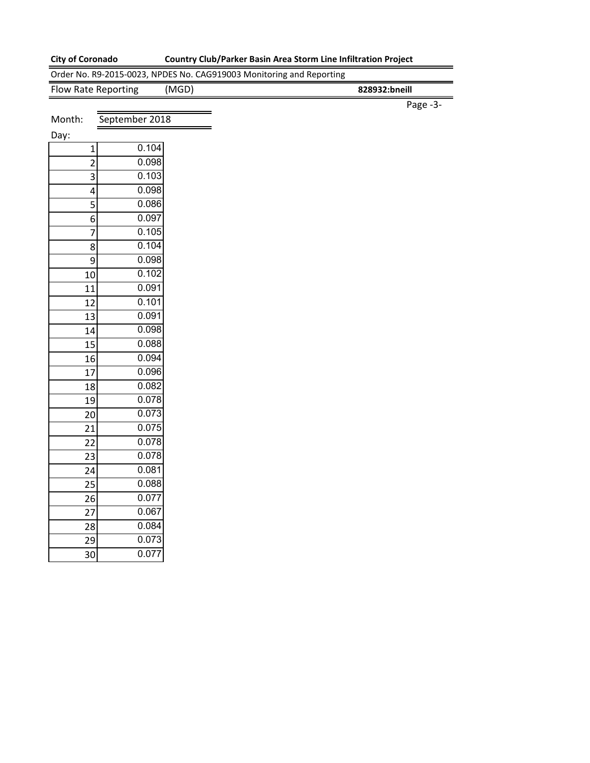**City of Coronado** **Country Club/Parker Basin Area Storm Line Infiltration Project**

Order No. R9-2015-0023, NPDES No. CAG919003 Monitoring and Reporting

Flow Rate Reporting (MGD) **828932:bneill**

Page -3-

Month: September 2018

Day:

| Day | Flow |
|---|---|
| 1 | 0.104 |
| 2 | 0.098 |
| 3 | 0.103 |
| 4 | 0.098 |
| 5 | 0.086 |
| 6 | 0.097 |
| 7 | 0.105 |
| 8 | 0.104 |
| 9 | 0.098 |
| 10 | 0.102 |
| 11 | 0.091 |
| 12 | 0.101 |
| 13 | 0.091 |
| 14 | 0.098 |
| 15 | 0.088 |
| 16 | 0.094 |
| 17 | 0.096 |
| 18 | 0.082 |
| 19 | 0.078 |
| 20 | 0.073 |
| 21 | 0.075 |
| 22 | 0.078 |
| 23 | 0.078 |
| 24 | 0.081 |
| 25 | 0.088 |
| 26 | 0.077 |
| 27 | 0.067 |
| 28 | 0.084 |
| 29 | 0.073 |
| 30 | 0.077 |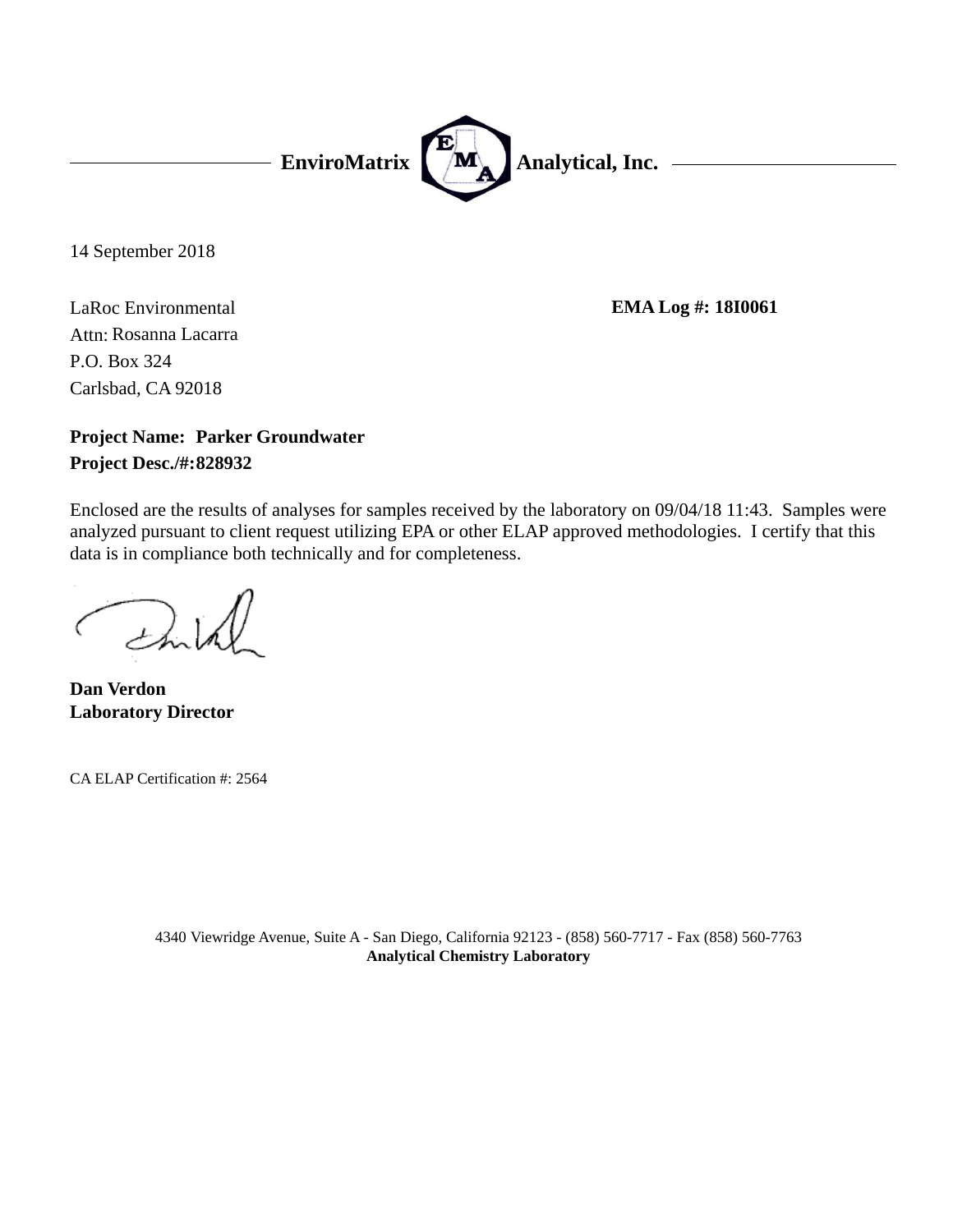**EnviroMatrix Analytical, Inc.**

14 September 2018

LaRoc Environmental
Attn: Rosanna Lacarra
P.O. Box 324
Carlsbad, CA 92018

**EMA Log #: 18I0061**

**Project Name: Parker Groundwater**
**Project Desc./#: 828932**

Enclosed are the results of analyses for samples received by the laboratory on 09/04/18 11:43. Samples were analyzed pursuant to client request utilizing EPA or other ELAP approved methodologies. I certify that this data is in compliance both technically and for completeness.

**Dan Verdon**
**Laboratory Director**

CA ELAP Certification #: 2564

4340 Viewridge Avenue, Suite A - San Diego, California 92123 - (858) 560-7717 - Fax (858) 560-7763
**Analytical Chemistry Laboratory**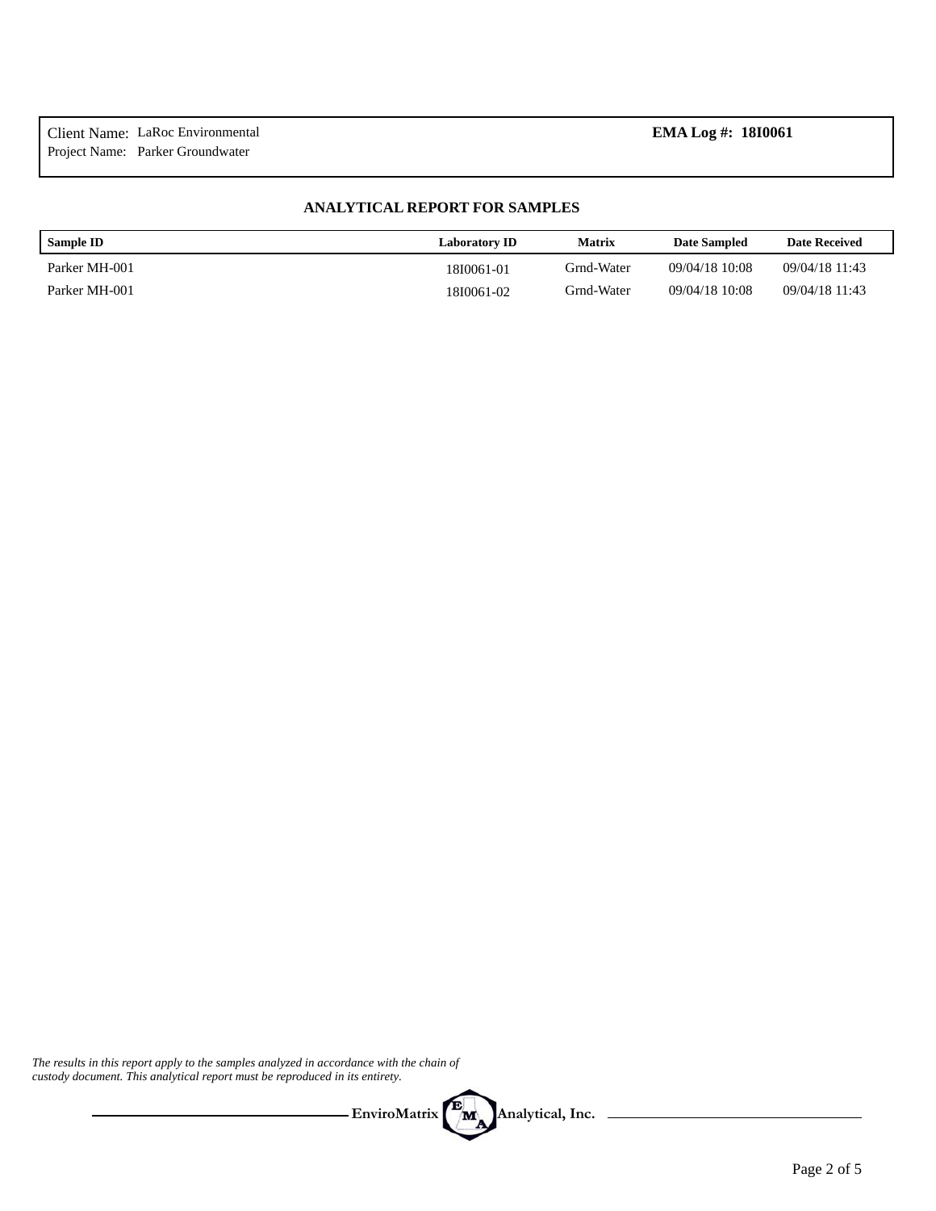Client Name: LaRoc Environmental
Project Name: Parker Groundwater

**EMA Log #: 18I0061**

## ANALYTICAL REPORT FOR SAMPLES

| Sample ID | Laboratory ID | Matrix | Date Sampled | Date Received |
|---|---|---|---|---|
| Parker MH-001 | 18I0061-01 | Grnd-Water | 09/04/18 10:08 | 09/04/18 11:43 |
| Parker MH-001 | 18I0061-02 | Grnd-Water | 09/04/18 10:08 | 09/04/18 11:43 |

*The results in this report apply to the samples analyzed in accordance with the chain of custody document. This analytical report must be reproduced in its entirety.*

**EnviroMatrix Analytical, Inc.**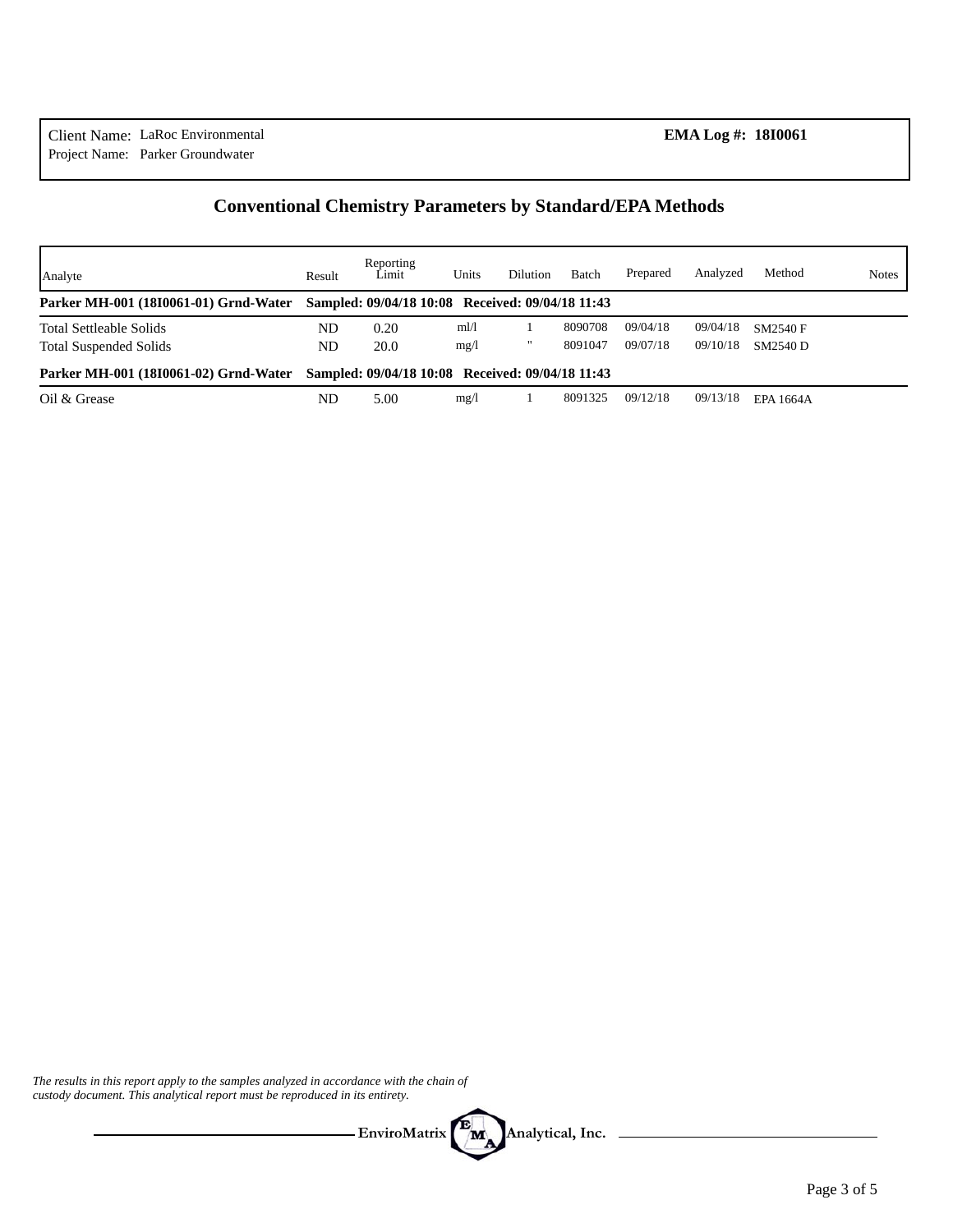Client Name: LaRoc Environmental
Project Name: Parker Groundwater

**EMA Log #: 18I0061**

## Conventional Chemistry Parameters by Standard/EPA Methods

| Analyte | Result | Reporting Limit | Units | Dilution | Batch | Prepared | Analyzed | Method | Notes |
|---|---|---|---|---|---|---|---|---|---|
| **Parker MH-001 (18I0061-01) Grnd-Water** | **Sampled: 09/04/18 10:08** | | **Received: 09/04/18 11:43** | | | | | | |
| Total Settleable Solids | ND | 0.20 | ml/l | 1 | 8090708 | 09/04/18 | 09/04/18 | SM2540 F | |
| Total Suspended Solids | ND | 20.0 | mg/l | " | 8091047 | 09/07/18 | 09/10/18 | SM2540 D | |
| **Parker MH-001 (18I0061-02) Grnd-Water** | **Sampled: 09/04/18 10:08** | | **Received: 09/04/18 11:43** | | | | | | |
| Oil & Grease | ND | 5.00 | mg/l | 1 | 8091325 | 09/12/18 | 09/13/18 | EPA 1664A | |

*The results in this report apply to the samples analyzed in accordance with the chain of custody document. This analytical report must be reproduced in its entirety.*

**EnviroMatrix Analytical, Inc.**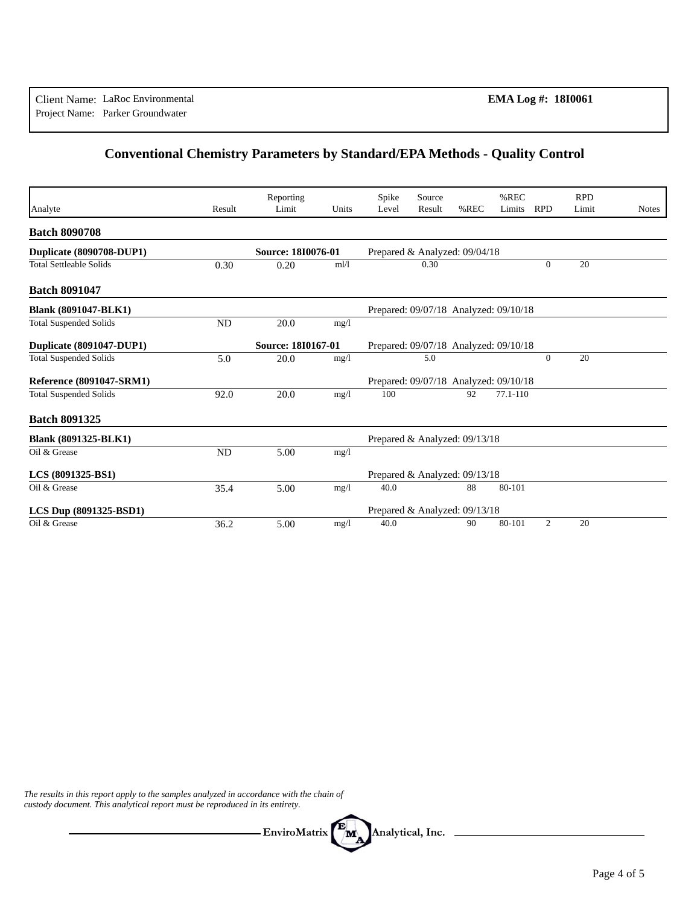Client Name: LaRoc Environmental
Project Name: Parker Groundwater

**EMA Log #: 18I0061**

## Conventional Chemistry Parameters by Standard/EPA Methods - Quality Control

| Analyte | Result | Reporting Limit | Units | Spike Level | Source Result | %REC | %REC Limits | RPD | RPD Limit | Notes |
|---|---|---|---|---|---|---|---|---|---|---|
| **Batch 8090708** | | | | | | | | | | |
| **Duplicate (8090708-DUP1)** | | **Source: 18I0076-01** | | Prepared & Analyzed: 09/04/18 | | | | | | |
| Total Settleable Solids | 0.30 | 0.20 | ml/l | | 0.30 | | | 0 | 20 | |
| **Batch 8091047** | | | | | | | | | | |
| **Blank (8091047-BLK1)** | | | | Prepared: 09/07/18 Analyzed: 09/10/18 | | | | | | |
| Total Suspended Solids | ND | 20.0 | mg/l | | | | | | | |
| **Duplicate (8091047-DUP1)** | | **Source: 18I0167-01** | | Prepared: 09/07/18 Analyzed: 09/10/18 | | | | | | |
| Total Suspended Solids | 5.0 | 20.0 | mg/l | | 5.0 | | | 0 | 20 | |
| **Reference (8091047-SRM1)** | | | | Prepared: 09/07/18 Analyzed: 09/10/18 | | | | | | |
| Total Suspended Solids | 92.0 | 20.0 | mg/l | 100 | | 92 | 77.1-110 | | | |
| **Batch 8091325** | | | | | | | | | | |
| **Blank (8091325-BLK1)** | | | | Prepared & Analyzed: 09/13/18 | | | | | | |
| Oil & Grease | ND | 5.00 | mg/l | | | | | | | |
| **LCS (8091325-BS1)** | | | | Prepared & Analyzed: 09/13/18 | | | | | | |
| Oil & Grease | 35.4 | 5.00 | mg/l | 40.0 | | 88 | 80-101 | | | |
| **LCS Dup (8091325-BSD1)** | | | | Prepared & Analyzed: 09/13/18 | | | | | | |
| Oil & Grease | 36.2 | 5.00 | mg/l | 40.0 | | 90 | 80-101 | 2 | 20 | |

*The results in this report apply to the samples analyzed in accordance with the chain of custody document. This analytical report must be reproduced in its entirety.*

**EnviroMatrix Analytical, Inc.**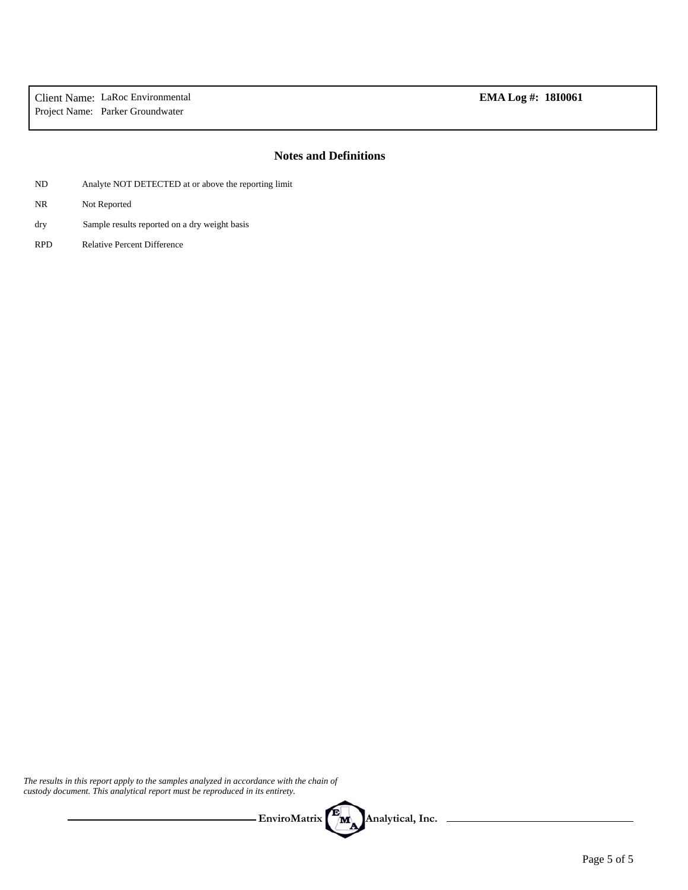Client Name: LaRoc Environmental
Project Name: Parker Groundwater

**EMA Log #: 18I0061**

## Notes and Definitions

| | |
|---|---|
| ND | Analyte NOT DETECTED at or above the reporting limit |
| NR | Not Reported |
| dry | Sample results reported on a dry weight basis |
| RPD | Relative Percent Difference |

*The results in this report apply to the samples analyzed in accordance with the chain of custody document. This analytical report must be reproduced in its entirety.*

**EnviroMatrix Analytical, Inc.**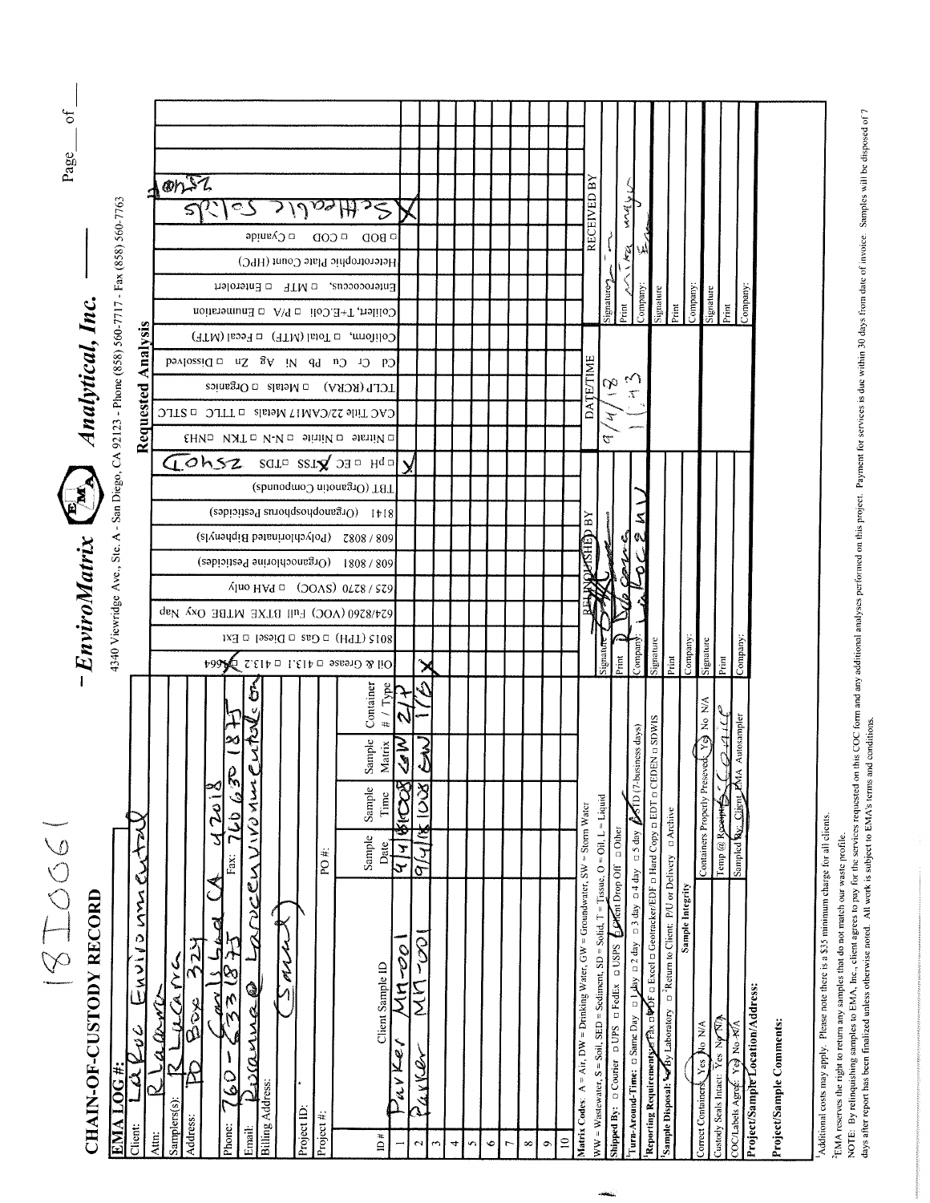18I0061

# CHAIN-OF-CUSTODY RECORD

**EnviroMatrix Analytical, Inc.**

4340 Viewridge Ave., Ste. A - San Diego, CA 92123 - Phone (858) 560-7717 - Fax (858) 560-7763

Page ___ of ___

**EMA LOG #:**

Client: LaRoc Environmental

Attn: RLaCava

Samplers(s): R LaCava

Address: PO Box 324

Carlsbad CA 92018

Phone: 760-233-1875 Fax: 760 630 1875

Email: Rosanna@LaroccEnvironmental.com

Billing Address: (Same)

Project ID:

Project #: PO #:

**Requested Analysis**

| ID # | Client Sample ID | Sample Date | Sample Time | Sample Matrix | Container # / Type | Oil & Grease □ 413.1 □ 413.2 ☒ 1664 | 8015 (TPH) □ Gas □ Diesel □ Ext | 624/8260 (VOC) Full BTXE MTBE Oxy Nap | 625 / 8270 (SVOC) □ PAH only | 608 / 8081 (Organochlorine Pesticides) | 608 / 8082 (Polychlorinated Biphenyls) | 8141 (Organophosphorus Pesticides) | TBT (Organotin Compounds) | □ pH □ EC ☒ TSS □ TDS 2540 | □ Nitrate □ Nitrite □ N-N □ TKN □ NH3 | CAC Title 22/CAM17 Metals □ TTLC □ STLC | TCLP (RCRA) □ Metals □ Organics | Cd Cr Cu Pb Ni Ag Zn □ Dissolved | Coliform, □ Total (MTF) □ Fecal (MTF) | Colilert, T+E.Coli □ P/A □ Enumeration | Enterococcus, □ MTF □ Enterolert | Heterotrophic Plate Count (HPC) | □ BOD □ COD □ Cyanide | Settleable Solids 2540 |
|---|---|---|---|---|---|---|---|---|---|---|---|---|---|---|---|---|---|---|---|---|---|---|---|---|
| 1 | Parker MH-001 | 9/4/18 | 1008 | GW | 2/P | | | | | | | | | X | | | | | | | | | | X |
| 2 | Parker MH-001 | 9/4/18 | 1008 | GW | 1/G | X | | | | | | | | | | | | | | | | | | |
| 3 | | | | | | | | | | | | | | | | | | | | | | | | |
| 4 | | | | | | | | | | | | | | | | | | | | | | | | |
| 5 | | | | | | | | | | | | | | | | | | | | | | | | |
| 6 | | | | | | | | | | | | | | | | | | | | | | | | |
| 7 | | | | | | | | | | | | | | | | | | | | | | | | |
| 8 | | | | | | | | | | | | | | | | | | | | | | | | |
| 9 | | | | | | | | | | | | | | | | | | | | | | | | |
| 10 | | | | | | | | | | | | | | | | | | | | | | | | |

Matrix Codes: A = Air, DW = Drinking Water, GW = Groundwater, SW = Storm Water
WW = Wastewater, S = Soil, SED = Sediment, SD = Solid, T = Tissue, O = Oil, L = Liquid

Shipped By: □ Courier □ UPS □ FedEx □ USPS ☒ Client Drop Off □ Other

[1]Turn-Around-Time: □ Same Day □ 1 day □ 2 day □ 3 day □ 4 day □ 5 day ☒ STD (7-business days)

[1]Reporting Requirements: □ Fax ☒ PDF □ Excel □ Geotracker/EDF □ Hard Copy □ EDT □ CEDEN □ SDWIS

[2]Sample Disposal: ☒ By Laboratory □ [2]Return to Client: P/U or Delivery □ Archive

| RELINQUISHED BY | DATE/TIME | RECEIVED BY |
|---|---|---|
| Signature: (signed) | 9/4/18 11:43 | Signature: (signed) |
| Print: R LaCava | | Print: Mitra Mayer |
| Company: LaRoc Env | | Company: EMA |
| Signature | | Signature |
| Print | | Print |
| Company: | | Company: |
| Signature | | Signature |
| Print | | Print |
| Company: | | Company: |

**Sample Integrity**

| | |
|---|---|
| Correct Containers: Yes ☒ No N/A | Containers Properly Preserved: Yes ☒ No N/A |
| Custody Seals Intact: Yes No ☒ N/A | Temp @ Receipt: 5 Chille |
| COC/Labels Agree: Yes ☒ No N/A | Sampled By: ☒ Client □ EMA Autosampler |

**Project/Sample Location/Address:**

**Project/Sample Comments:**

[1]Additional costs may apply. Please note there is a $35 minimum charge for all clients.

[2]EMA reserves the right to return any samples that do not match our waste profile.

NOTE: By relinquishing samples to EMA, Inc., client agrees to pay for the services requested on this COC form and any additional analyses performed on this project. Payment for services is due within 30 days from date of invoice. Samples will be disposed of 7 days after report has been finalized unless otherwise noted. All work is subject to EMA's terms and conditions.